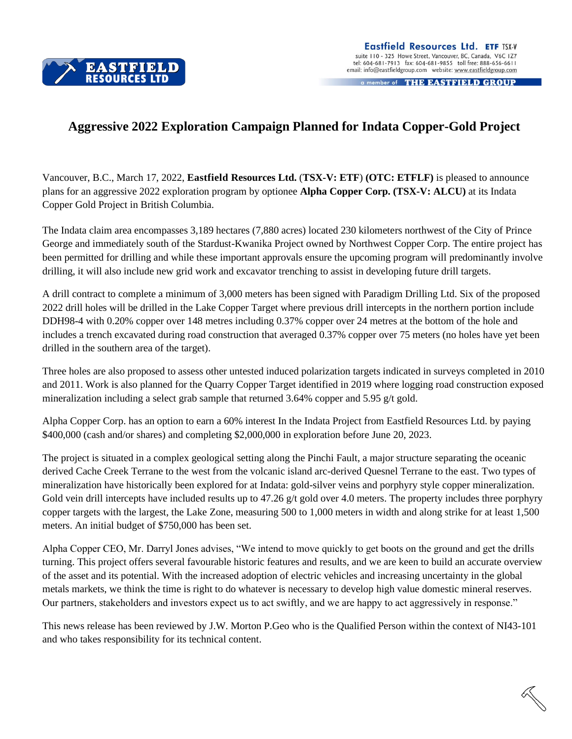Eastfield Resources Ltd. ETF TSX-V
suite 110 - 325 Howe Street, Vancouver, BC, Canada, V6C 1Z7
tel: 604-681-7913 fax: 604-681-9855 toll free: 888-656-6611
email: info@eastfieldgroup.com website: www.eastfieldgroup.com

a member of THE EASTFIELD GROUP

# Aggressive 2022 Exploration Campaign Planned for Indata Copper-Gold Project

Vancouver, B.C., March 17, 2022, **Eastfield Resources Ltd.** (**TSX-V: ETF**) **(OTC: ETFLF)** is pleased to announce plans for an aggressive 2022 exploration program by optionee **Alpha Copper Corp. (TSX-V: ALCU)** at its Indata Copper Gold Project in British Columbia.

The Indata claim area encompasses 3,189 hectares (7,880 acres) located 230 kilometers northwest of the City of Prince George and immediately south of the Stardust-Kwanika Project owned by Northwest Copper Corp. The entire project has been permitted for drilling and while these important approvals ensure the upcoming program will predominantly involve drilling, it will also include new grid work and excavator trenching to assist in developing future drill targets.

A drill contract to complete a minimum of 3,000 meters has been signed with Paradigm Drilling Ltd. Six of the proposed 2022 drill holes will be drilled in the Lake Copper Target where previous drill intercepts in the northern portion include DDH98-4 with 0.20% copper over 148 metres including 0.37% copper over 24 metres at the bottom of the hole and includes a trench excavated during road construction that averaged 0.37% copper over 75 meters (no holes have yet been drilled in the southern area of the target).

Three holes are also proposed to assess other untested induced polarization targets indicated in surveys completed in 2010 and 2011. Work is also planned for the Quarry Copper Target identified in 2019 where logging road construction exposed mineralization including a select grab sample that returned 3.64% copper and 5.95 g/t gold.

Alpha Copper Corp. has an option to earn a 60% interest In the Indata Project from Eastfield Resources Ltd. by paying $400,000 (cash and/or shares) and completing $2,000,000 in exploration before June 20, 2023.

The project is situated in a complex geological setting along the Pinchi Fault, a major structure separating the oceanic derived Cache Creek Terrane to the west from the volcanic island arc-derived Quesnel Terrane to the east. Two types of mineralization have historically been explored for at Indata: gold-silver veins and porphyry style copper mineralization. Gold vein drill intercepts have included results up to 47.26 g/t gold over 4.0 meters. The property includes three porphyry copper targets with the largest, the Lake Zone, measuring 500 to 1,000 meters in width and along strike for at least 1,500 meters. An initial budget of $750,000 has been set.

Alpha Copper CEO, Mr. Darryl Jones advises, "We intend to move quickly to get boots on the ground and get the drills turning. This project offers several favourable historic features and results, and we are keen to build an accurate overview of the asset and its potential. With the increased adoption of electric vehicles and increasing uncertainty in the global metals markets, we think the time is right to do whatever is necessary to develop high value domestic mineral reserves. Our partners, stakeholders and investors expect us to act swiftly, and we are happy to act aggressively in response."

This news release has been reviewed by J.W. Morton P.Geo who is the Qualified Person within the context of NI43-101 and who takes responsibility for its technical content.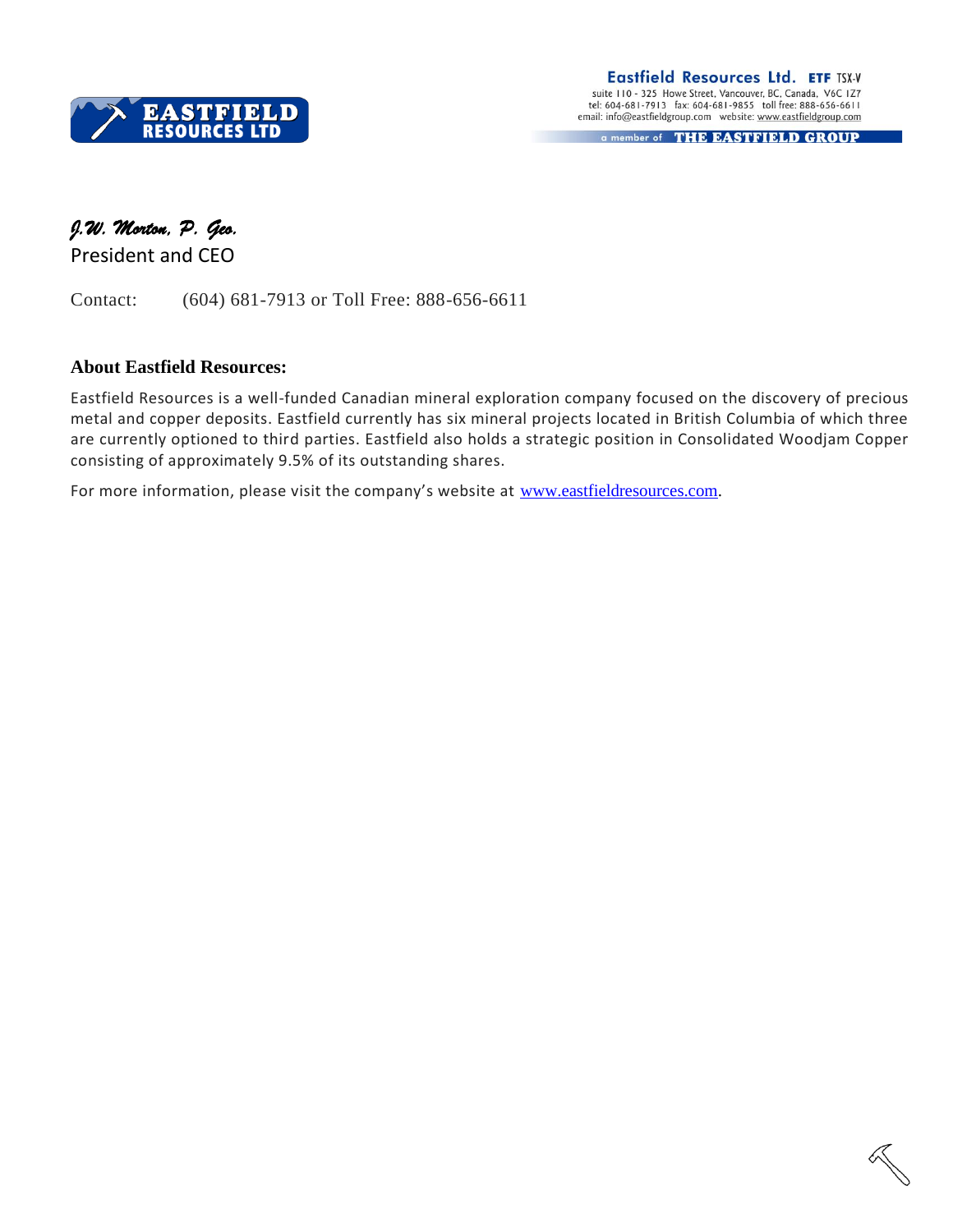**Eastfield Resources Ltd.** ETF TSX-V
suite 110 - 325 Howe Street, Vancouver, BC, Canada, V6C 1Z7
tel: 604-681-7913 fax: 604-681-9855 toll free: 888-656-6611
email: info@eastfieldgroup.com website: www.eastfieldgroup.com

a member of THE EASTFIELD GROUP

*J.W. Morton, P. Geo.*
President and CEO

Contact: (604) 681-7913 or Toll Free: 888-656-6611

### About Eastfield Resources:

Eastfield Resources is a well-funded Canadian mineral exploration company focused on the discovery of precious metal and copper deposits. Eastfield currently has six mineral projects located in British Columbia of which three are currently optioned to third parties. Eastfield also holds a strategic position in Consolidated Woodjam Copper consisting of approximately 9.5% of its outstanding shares.

For more information, please visit the company's website at www.eastfieldresources.com.